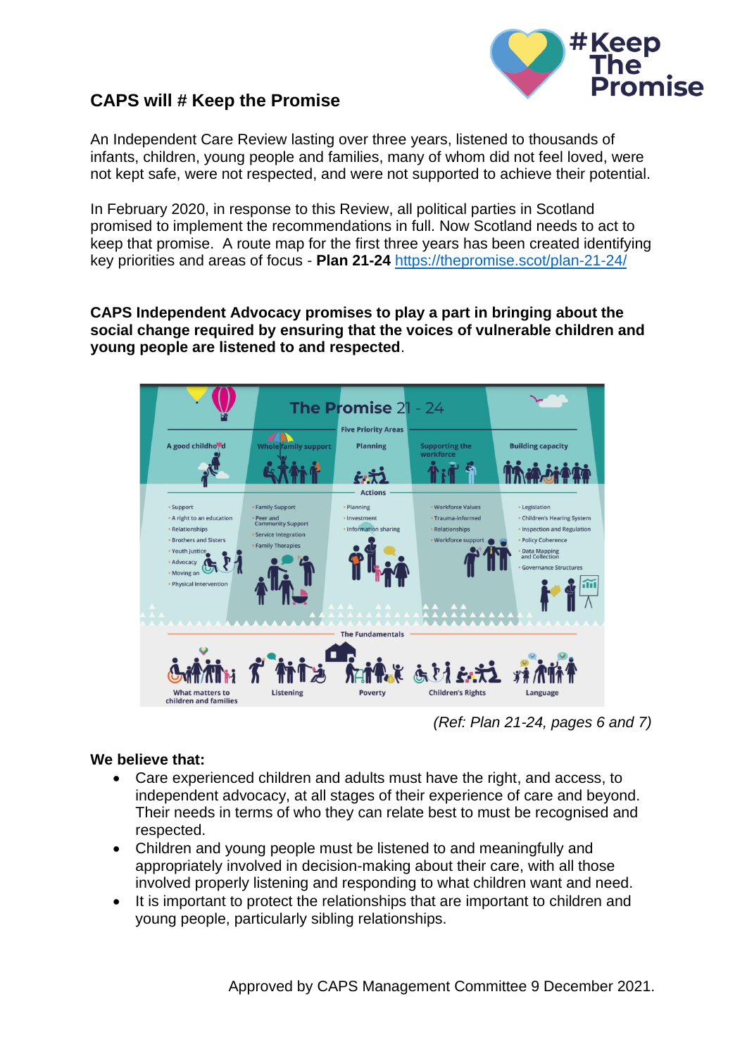# CAPS will # Keep the Promise

An Independent Care Review lasting over three years, listened to thousands of infants, children, young people and families, many of whom did not feel loved, were not kept safe, were not respected, and were not supported to achieve their potential.

In February 2020, in response to this Review, all political parties in Scotland promised to implement the recommendations in full. Now Scotland needs to act to keep that promise. A route map for the first three years has been created identifying key priorities and areas of focus - **Plan 21-24** https://thepromise.scot/plan-21-24/

**CAPS Independent Advocacy promises to play a part in bringing about the social change required by ensuring that the voices of vulnerable children and young people are listened to and respected**.

*(Ref: Plan 21-24, pages 6 and 7)*

**We believe that:**

- Care experienced children and adults must have the right, and access, to independent advocacy, at all stages of their experience of care and beyond. Their needs in terms of who they can relate best to must be recognised and respected.
- Children and young people must be listened to and meaningfully and appropriately involved in decision-making about their care, with all those involved properly listening and responding to what children want and need.
- It is important to protect the relationships that are important to children and young people, particularly sibling relationships.

Approved by CAPS Management Committee 9 December 2021.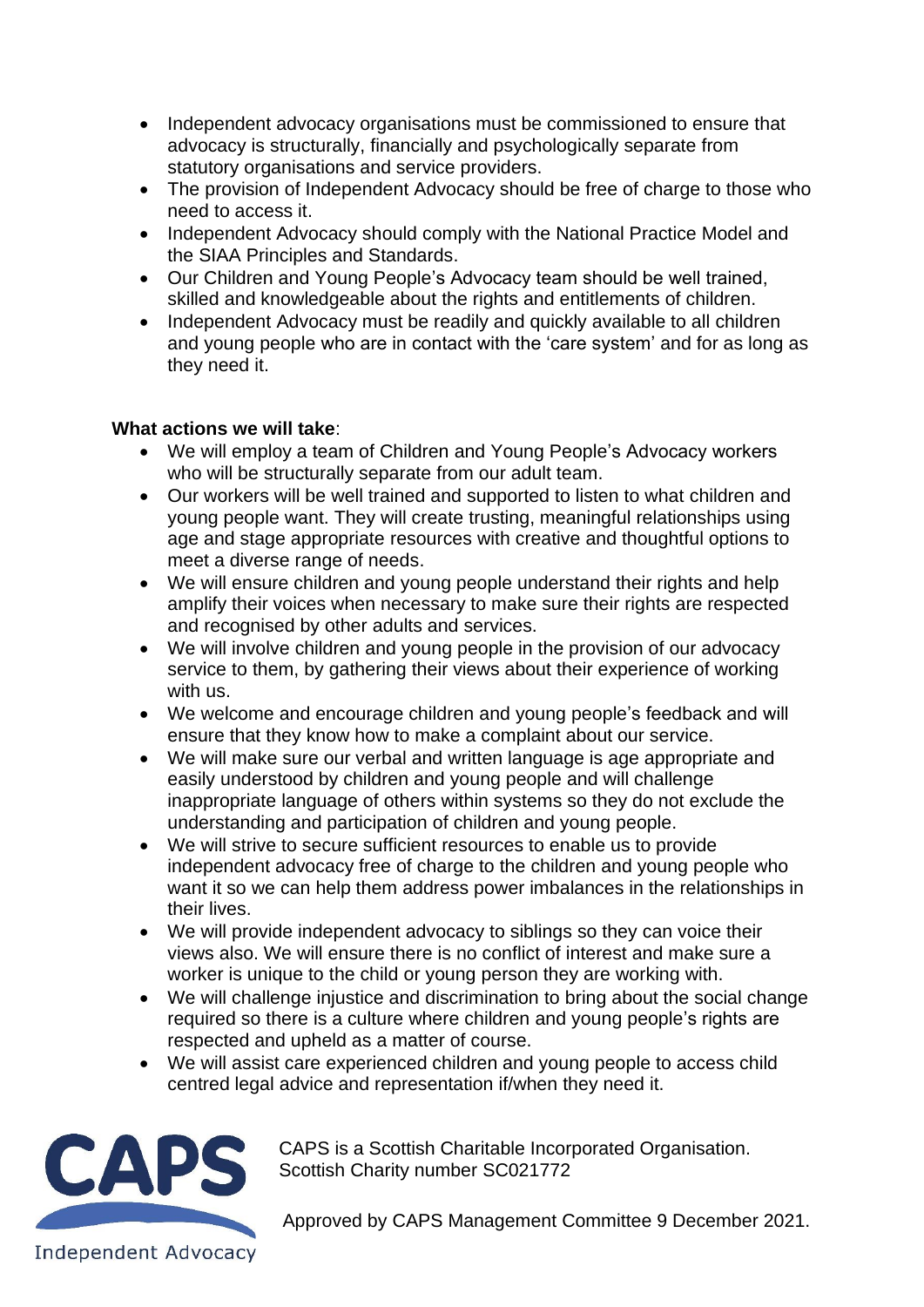- Independent advocacy organisations must be commissioned to ensure that advocacy is structurally, financially and psychologically separate from statutory organisations and service providers.
- The provision of Independent Advocacy should be free of charge to those who need to access it.
- Independent Advocacy should comply with the National Practice Model and the SIAA Principles and Standards.
- Our Children and Young People's Advocacy team should be well trained, skilled and knowledgeable about the rights and entitlements of children.
- Independent Advocacy must be readily and quickly available to all children and young people who are in contact with the 'care system' and for as long as they need it.

**What actions we will take**:

- We will employ a team of Children and Young People's Advocacy workers who will be structurally separate from our adult team.
- Our workers will be well trained and supported to listen to what children and young people want. They will create trusting, meaningful relationships using age and stage appropriate resources with creative and thoughtful options to meet a diverse range of needs.
- We will ensure children and young people understand their rights and help amplify their voices when necessary to make sure their rights are respected and recognised by other adults and services.
- We will involve children and young people in the provision of our advocacy service to them, by gathering their views about their experience of working with us.
- We welcome and encourage children and young people's feedback and will ensure that they know how to make a complaint about our service.
- We will make sure our verbal and written language is age appropriate and easily understood by children and young people and will challenge inappropriate language of others within systems so they do not exclude the understanding and participation of children and young people.
- We will strive to secure sufficient resources to enable us to provide independent advocacy free of charge to the children and young people who want it so we can help them address power imbalances in the relationships in their lives.
- We will provide independent advocacy to siblings so they can voice their views also. We will ensure there is no conflict of interest and make sure a worker is unique to the child or young person they are working with.
- We will challenge injustice and discrimination to bring about the social change required so there is a culture where children and young people's rights are respected and upheld as a matter of course.
- We will assist care experienced children and young people to access child centred legal advice and representation if/when they need it.

CAPS Independent Advocacy

CAPS is a Scottish Charitable Incorporated Organisation.
Scottish Charity number SC021772

Approved by CAPS Management Committee 9 December 2021.